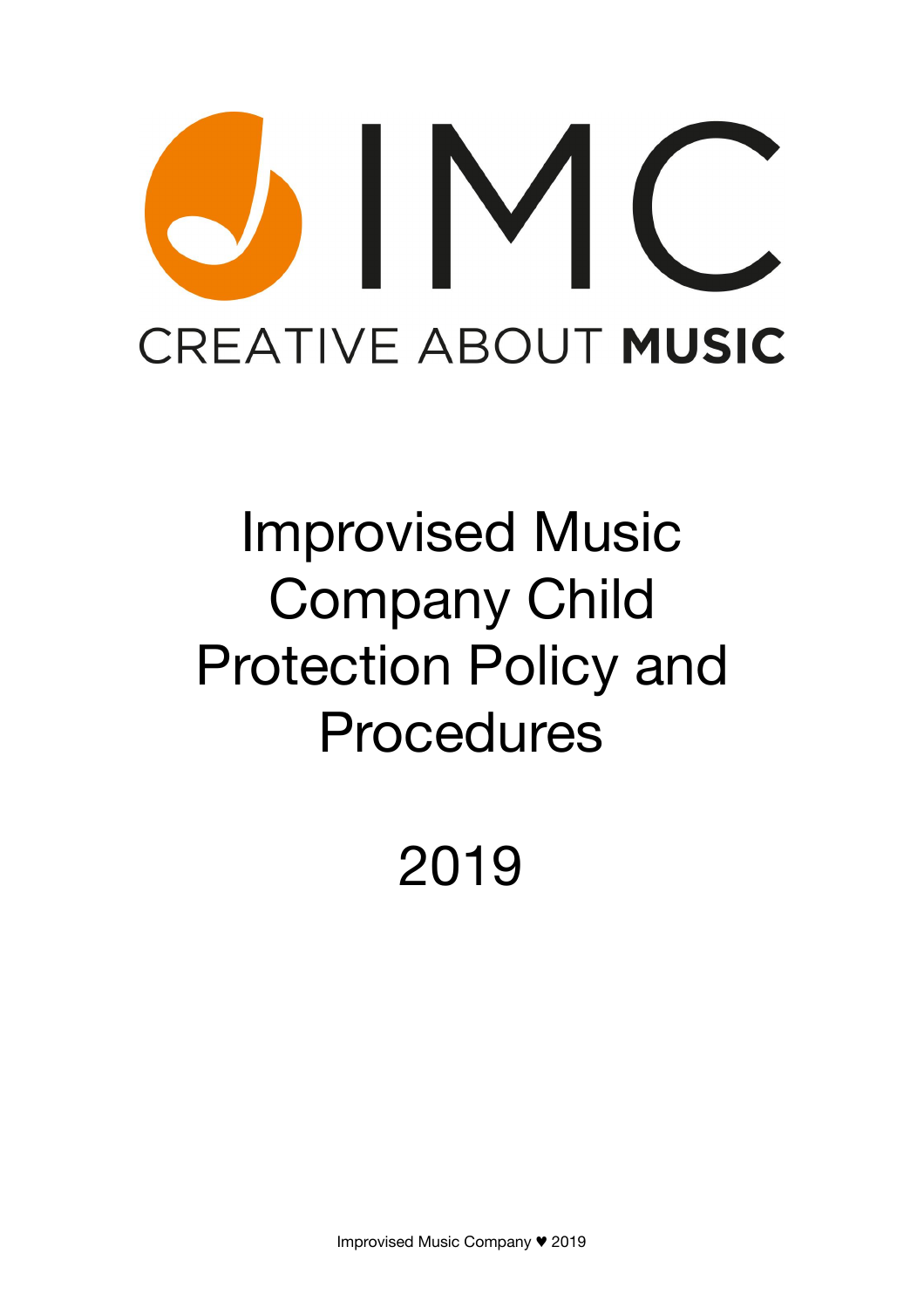IMC

CREATIVE ABOUT **MUSIC**

# Improvised Music Company Child Protection Policy and Procedures

# 2019

Improvised Music Company ♥ 2019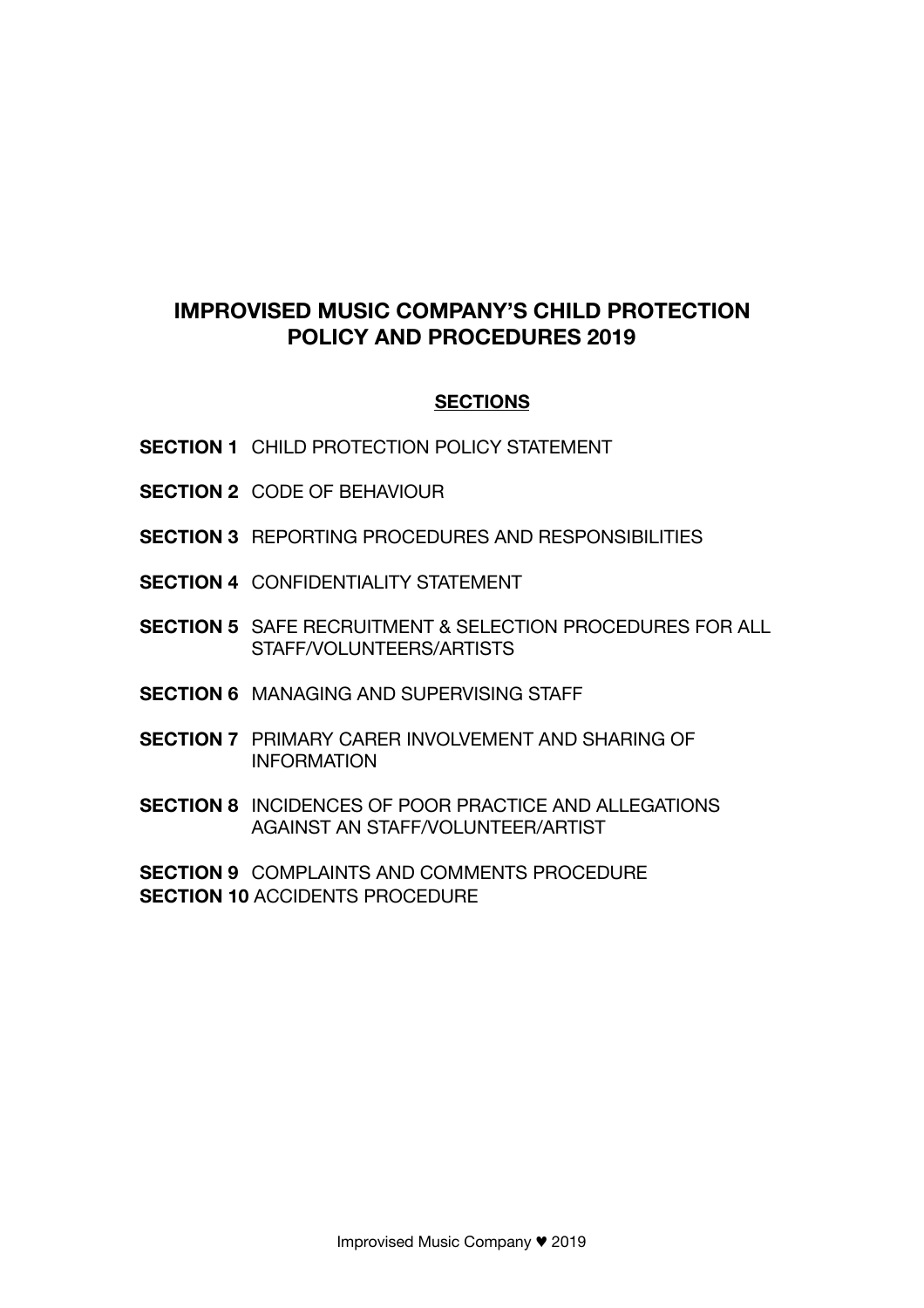# IMPROVISED MUSIC COMPANY'S CHILD PROTECTION POLICY AND PROCEDURES 2019

## SECTIONS

**SECTION 1** CHILD PROTECTION POLICY STATEMENT

**SECTION 2** CODE OF BEHAVIOUR

**SECTION 3** REPORTING PROCEDURES AND RESPONSIBILITIES

**SECTION 4** CONFIDENTIALITY STATEMENT

**SECTION 5** SAFE RECRUITMENT & SELECTION PROCEDURES FOR ALL STAFF/VOLUNTEERS/ARTISTS

**SECTION 6** MANAGING AND SUPERVISING STAFF

**SECTION 7** PRIMARY CARER INVOLVEMENT AND SHARING OF INFORMATION

**SECTION 8** INCIDENCES OF POOR PRACTICE AND ALLEGATIONS AGAINST AN STAFF/VOLUNTEER/ARTIST

**SECTION 9** COMPLAINTS AND COMMENTS PROCEDURE

**SECTION 10** ACCIDENTS PROCEDURE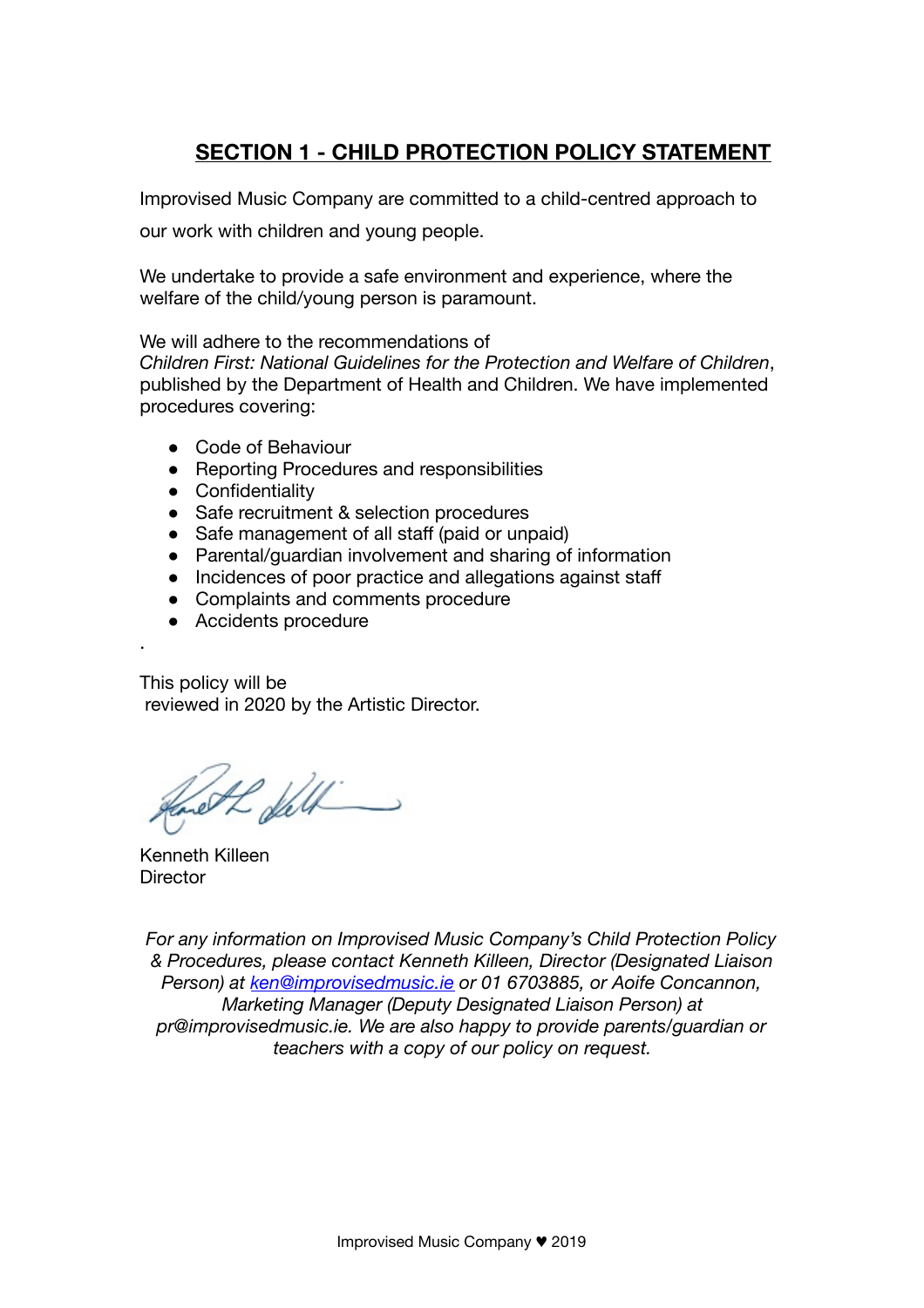## SECTION 1 - CHILD PROTECTION POLICY STATEMENT

Improvised Music Company are committed to a child-centred approach to our work with children and young people.

We undertake to provide a safe environment and experience, where the welfare of the child/young person is paramount.

We will adhere to the recommendations of *Children First: National Guidelines for the Protection and Welfare of Children*, published by the Department of Health and Children. We have implemented procedures covering:

- Code of Behaviour
- Reporting Procedures and responsibilities
- Confidentiality
- Safe recruitment & selection procedures
- Safe management of all staff (paid or unpaid)
- Parental/guardian involvement and sharing of information
- Incidences of poor practice and allegations against staff
- Complaints and comments procedure
- Accidents procedure

.

This policy will be reviewed in 2020 by the Artistic Director.

Kenneth Killeen
Director

*For any information on Improvised Music Company's Child Protection Policy & Procedures, please contact Kenneth Killeen, Director (Designated Liaison Person) at [ken@improvisedmusic.ie](mailto:ken@improvisedmusic.ie) or 01 6703885, or Aoife Concannon, Marketing Manager (Deputy Designated Liaison Person) at pr@improvisedmusic.ie. We are also happy to provide parents/guardian or teachers with a copy of our policy on request.*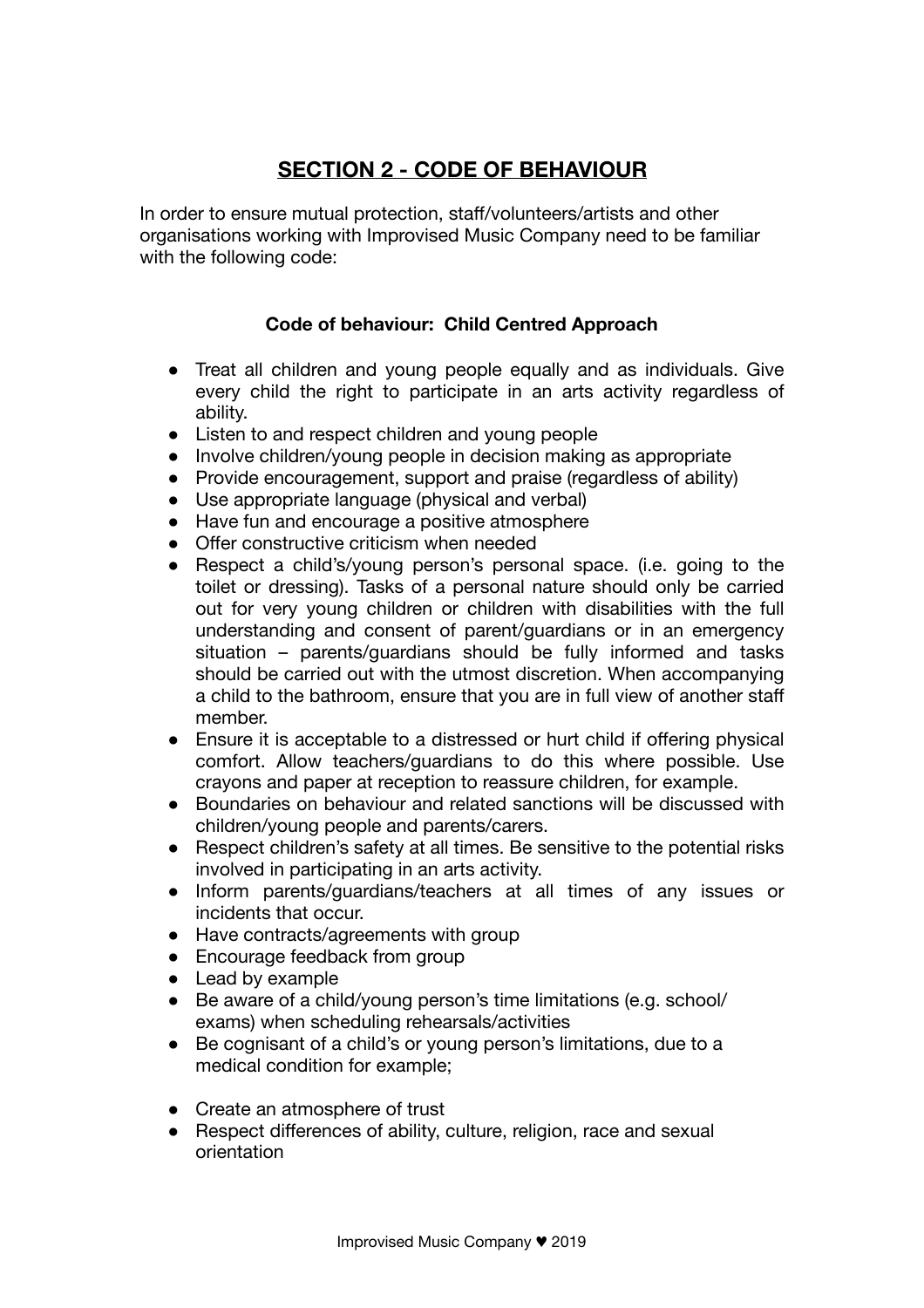## SECTION 2 - CODE OF BEHAVIOUR

In order to ensure mutual protection, staff/volunteers/artists and other organisations working with Improvised Music Company need to be familiar with the following code:

### Code of behaviour: Child Centred Approach

- Treat all children and young people equally and as individuals. Give every child the right to participate in an arts activity regardless of ability.
- Listen to and respect children and young people
- Involve children/young people in decision making as appropriate
- Provide encouragement, support and praise (regardless of ability)
- Use appropriate language (physical and verbal)
- Have fun and encourage a positive atmosphere
- Offer constructive criticism when needed
- Respect a child's/young person's personal space. (i.e. going to the toilet or dressing). Tasks of a personal nature should only be carried out for very young children or children with disabilities with the full understanding and consent of parent/guardians or in an emergency situation – parents/guardians should be fully informed and tasks should be carried out with the utmost discretion. When accompanying a child to the bathroom, ensure that you are in full view of another staff member.
- Ensure it is acceptable to a distressed or hurt child if offering physical comfort. Allow teachers/guardians to do this where possible. Use crayons and paper at reception to reassure children, for example.
- Boundaries on behaviour and related sanctions will be discussed with children/young people and parents/carers.
- Respect children's safety at all times. Be sensitive to the potential risks involved in participating in an arts activity.
- Inform parents/guardians/teachers at all times of any issues or incidents that occur.
- Have contracts/agreements with group
- Encourage feedback from group
- Lead by example
- Be aware of a child/young person's time limitations (e.g. school/ exams) when scheduling rehearsals/activities
- Be cognisant of a child's or young person's limitations, due to a medical condition for example;
- Create an atmosphere of trust
- Respect differences of ability, culture, religion, race and sexual orientation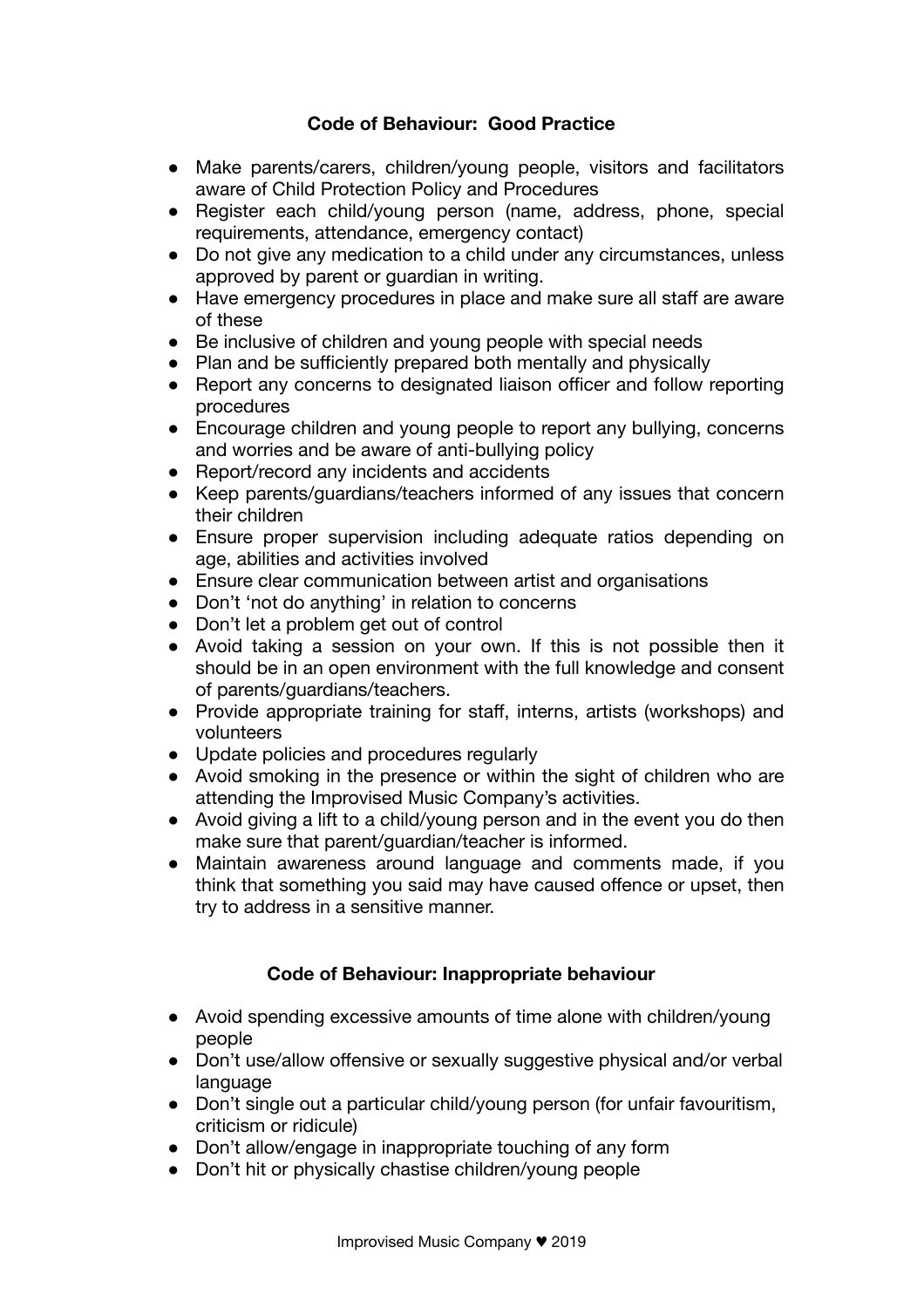## Code of Behaviour: Good Practice

- Make parents/carers, children/young people, visitors and facilitators aware of Child Protection Policy and Procedures
- Register each child/young person (name, address, phone, special requirements, attendance, emergency contact)
- Do not give any medication to a child under any circumstances, unless approved by parent or guardian in writing.
- Have emergency procedures in place and make sure all staff are aware of these
- Be inclusive of children and young people with special needs
- Plan and be sufficiently prepared both mentally and physically
- Report any concerns to designated liaison officer and follow reporting procedures
- Encourage children and young people to report any bullying, concerns and worries and be aware of anti-bullying policy
- Report/record any incidents and accidents
- Keep parents/guardians/teachers informed of any issues that concern their children
- Ensure proper supervision including adequate ratios depending on age, abilities and activities involved
- Ensure clear communication between artist and organisations
- Don't 'not do anything' in relation to concerns
- Don't let a problem get out of control
- Avoid taking a session on your own. If this is not possible then it should be in an open environment with the full knowledge and consent of parents/guardians/teachers.
- Provide appropriate training for staff, interns, artists (workshops) and volunteers
- Update policies and procedures regularly
- Avoid smoking in the presence or within the sight of children who are attending the Improvised Music Company's activities.
- Avoid giving a lift to a child/young person and in the event you do then make sure that parent/guardian/teacher is informed.
- Maintain awareness around language and comments made, if you think that something you said may have caused offence or upset, then try to address in a sensitive manner.

## Code of Behaviour: Inappropriate behaviour

- Avoid spending excessive amounts of time alone with children/young people
- Don't use/allow offensive or sexually suggestive physical and/or verbal language
- Don't single out a particular child/young person (for unfair favouritism, criticism or ridicule)
- Don't allow/engage in inappropriate touching of any form
- Don't hit or physically chastise children/young people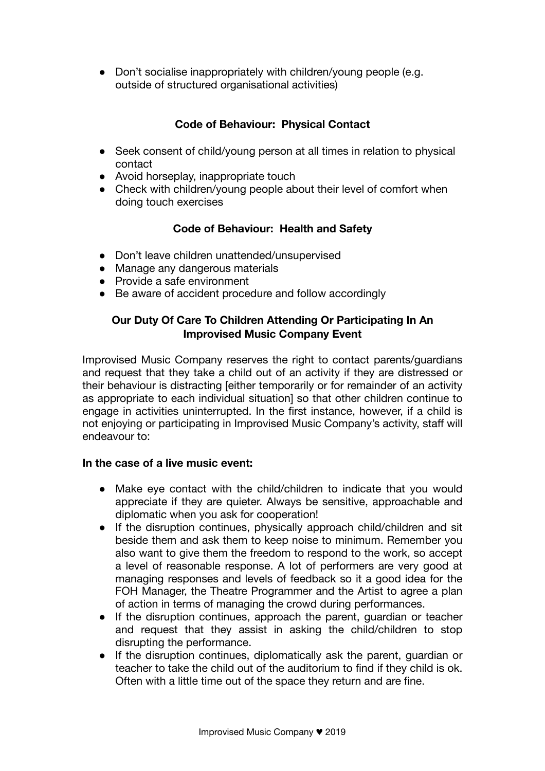- Don't socialise inappropriately with children/young people (e.g. outside of structured organisational activities)

### Code of Behaviour: Physical Contact

- Seek consent of child/young person at all times in relation to physical contact
- Avoid horseplay, inappropriate touch
- Check with children/young people about their level of comfort when doing touch exercises

### Code of Behaviour: Health and Safety

- Don't leave children unattended/unsupervised
- Manage any dangerous materials
- Provide a safe environment
- Be aware of accident procedure and follow accordingly

### Our Duty Of Care To Children Attending Or Participating In An Improvised Music Company Event

Improvised Music Company reserves the right to contact parents/guardians and request that they take a child out of an activity if they are distressed or their behaviour is distracting [either temporarily or for remainder of an activity as appropriate to each individual situation] so that other children continue to engage in activities uninterrupted. In the first instance, however, if a child is not enjoying or participating in Improvised Music Company's activity, staff will endeavour to:

**In the case of a live music event:**

- Make eye contact with the child/children to indicate that you would appreciate if they are quieter. Always be sensitive, approachable and diplomatic when you ask for cooperation!
- If the disruption continues, physically approach child/children and sit beside them and ask them to keep noise to minimum. Remember you also want to give them the freedom to respond to the work, so accept a level of reasonable response. A lot of performers are very good at managing responses and levels of feedback so it a good idea for the FOH Manager, the Theatre Programmer and the Artist to agree a plan of action in terms of managing the crowd during performances.
- If the disruption continues, approach the parent, guardian or teacher and request that they assist in asking the child/children to stop disrupting the performance.
- If the disruption continues, diplomatically ask the parent, guardian or teacher to take the child out of the auditorium to find if they child is ok. Often with a little time out of the space they return and are fine.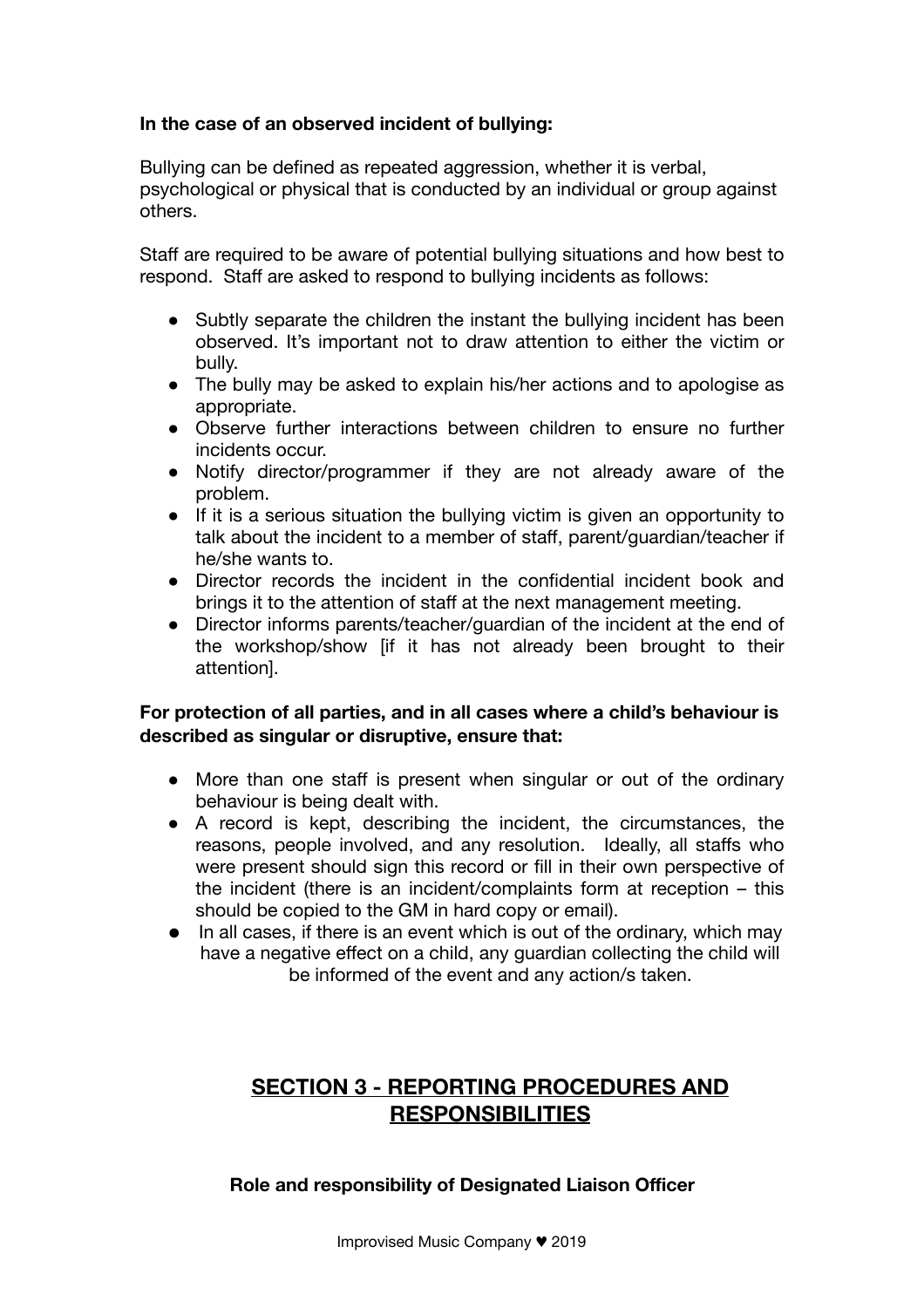**In the case of an observed incident of bullying:**

Bullying can be defined as repeated aggression, whether it is verbal, psychological or physical that is conducted by an individual or group against others.

Staff are required to be aware of potential bullying situations and how best to respond. Staff are asked to respond to bullying incidents as follows:

- Subtly separate the children the instant the bullying incident has been observed. It's important not to draw attention to either the victim or bully.
- The bully may be asked to explain his/her actions and to apologise as appropriate.
- Observe further interactions between children to ensure no further incidents occur.
- Notify director/programmer if they are not already aware of the problem.
- If it is a serious situation the bullying victim is given an opportunity to talk about the incident to a member of staff, parent/guardian/teacher if he/she wants to.
- Director records the incident in the confidential incident book and brings it to the attention of staff at the next management meeting.
- Director informs parents/teacher/guardian of the incident at the end of the workshop/show [if it has not already been brought to their attention].

**For protection of all parties, and in all cases where a child's behaviour is described as singular or disruptive, ensure that:**

- More than one staff is present when singular or out of the ordinary behaviour is being dealt with.
- A record is kept, describing the incident, the circumstances, the reasons, people involved, and any resolution. Ideally, all staffs who were present should sign this record or fill in their own perspective of the incident (there is an incident/complaints form at reception – this should be copied to the GM in hard copy or email).
- In all cases, if there is an event which is out of the ordinary, which may have a negative effect on a child, any guardian collecting the child will be informed of the event and any action/s taken.

## SECTION 3 - REPORTING PROCEDURES AND RESPONSIBILITIES

**Role and responsibility of Designated Liaison Officer**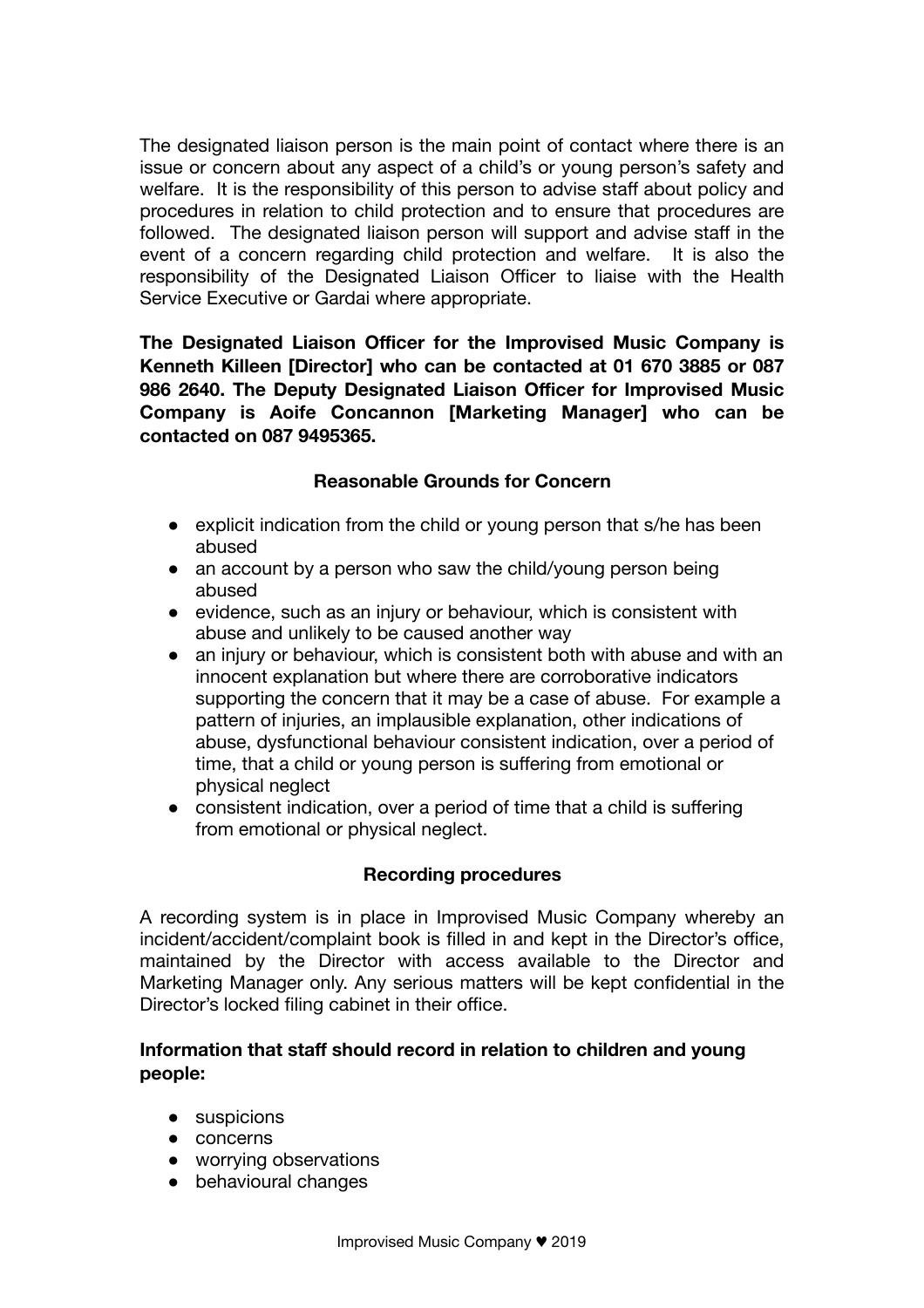The designated liaison person is the main point of contact where there is an issue or concern about any aspect of a child's or young person's safety and welfare. It is the responsibility of this person to advise staff about policy and procedures in relation to child protection and to ensure that procedures are followed. The designated liaison person will support and advise staff in the event of a concern regarding child protection and welfare. It is also the responsibility of the Designated Liaison Officer to liaise with the Health Service Executive or Gardai where appropriate.

**The Designated Liaison Officer for the Improvised Music Company is Kenneth Killeen [Director] who can be contacted at 01 670 3885 or 087 986 2640. The Deputy Designated Liaison Officer for Improvised Music Company is Aoife Concannon [Marketing Manager] who can be contacted on 087 9495365.**

### Reasonable Grounds for Concern

- explicit indication from the child or young person that s/he has been abused
- an account by a person who saw the child/young person being abused
- evidence, such as an injury or behaviour, which is consistent with abuse and unlikely to be caused another way
- an injury or behaviour, which is consistent both with abuse and with an innocent explanation but where there are corroborative indicators supporting the concern that it may be a case of abuse. For example a pattern of injuries, an implausible explanation, other indications of abuse, dysfunctional behaviour consistent indication, over a period of time, that a child or young person is suffering from emotional or physical neglect
- consistent indication, over a period of time that a child is suffering from emotional or physical neglect.

### Recording procedures

A recording system is in place in Improvised Music Company whereby an incident/accident/complaint book is filled in and kept in the Director's office, maintained by the Director with access available to the Director and Marketing Manager only. Any serious matters will be kept confidential in the Director's locked filing cabinet in their office.

**Information that staff should record in relation to children and young people:**

- suspicions
- concerns
- worrying observations
- behavioural changes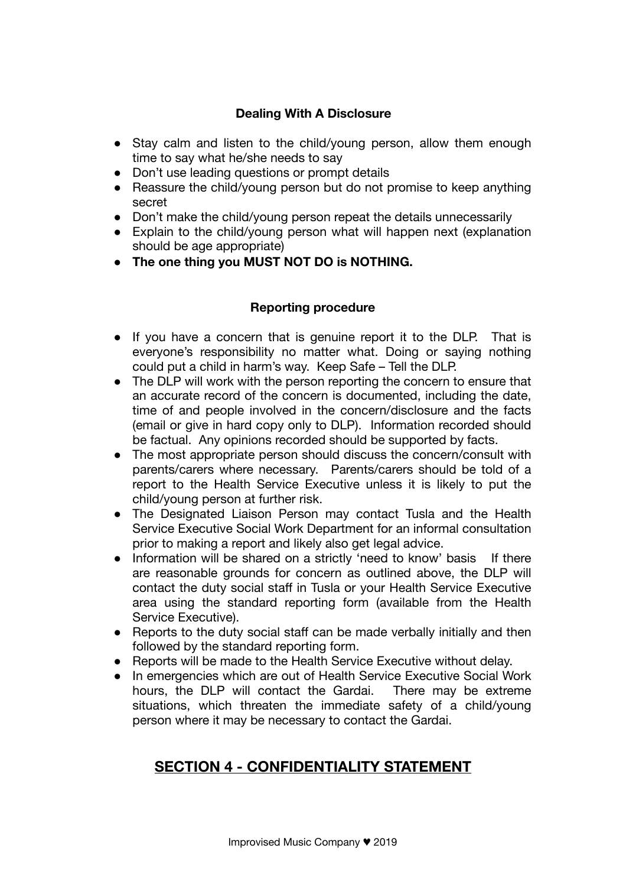### Dealing With A Disclosure

- Stay calm and listen to the child/young person, allow them enough time to say what he/she needs to say
- Don't use leading questions or prompt details
- Reassure the child/young person but do not promise to keep anything secret
- Don't make the child/young person repeat the details unnecessarily
- Explain to the child/young person what will happen next (explanation should be age appropriate)
- **The one thing you MUST NOT DO is NOTHING.**

### Reporting procedure

- If you have a concern that is genuine report it to the DLP. That is everyone's responsibility no matter what. Doing or saying nothing could put a child in harm's way. Keep Safe – Tell the DLP.
- The DLP will work with the person reporting the concern to ensure that an accurate record of the concern is documented, including the date, time of and people involved in the concern/disclosure and the facts (email or give in hard copy only to DLP). Information recorded should be factual. Any opinions recorded should be supported by facts.
- The most appropriate person should discuss the concern/consult with parents/carers where necessary. Parents/carers should be told of a report to the Health Service Executive unless it is likely to put the child/young person at further risk.
- The Designated Liaison Person may contact Tusla and the Health Service Executive Social Work Department for an informal consultation prior to making a report and likely also get legal advice.
- Information will be shared on a strictly 'need to know' basis If there are reasonable grounds for concern as outlined above, the DLP will contact the duty social staff in Tusla or your Health Service Executive area using the standard reporting form (available from the Health Service Executive).
- Reports to the duty social staff can be made verbally initially and then followed by the standard reporting form.
- Reports will be made to the Health Service Executive without delay.
- In emergencies which are out of Health Service Executive Social Work hours, the DLP will contact the Gardai. There may be extreme situations, which threaten the immediate safety of a child/young person where it may be necessary to contact the Gardai.

## SECTION 4 - CONFIDENTIALITY STATEMENT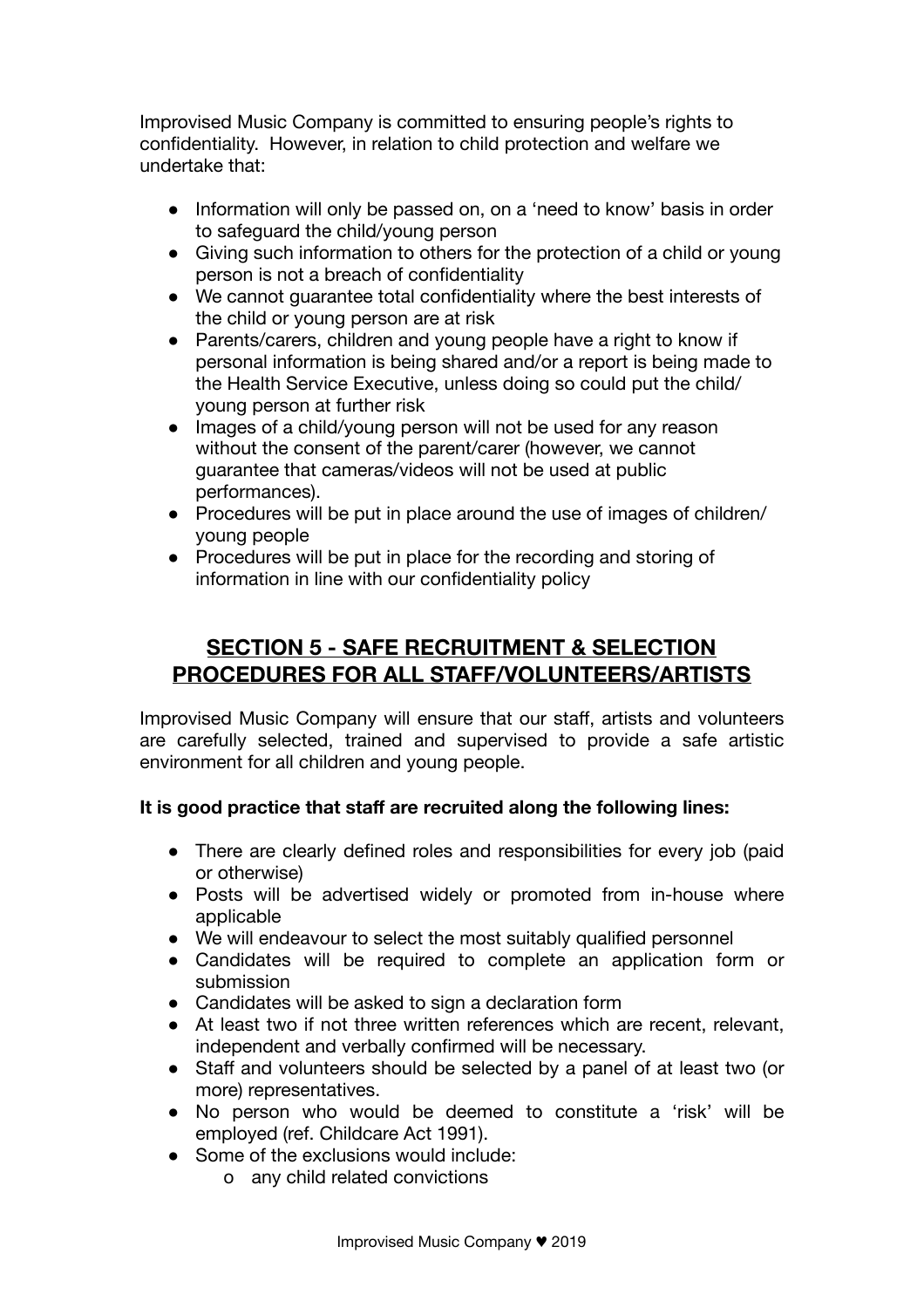Improvised Music Company is committed to ensuring people's rights to confidentiality. However, in relation to child protection and welfare we undertake that:

- Information will only be passed on, on a 'need to know' basis in order to safeguard the child/young person
- Giving such information to others for the protection of a child or young person is not a breach of confidentiality
- We cannot guarantee total confidentiality where the best interests of the child or young person are at risk
- Parents/carers, children and young people have a right to know if personal information is being shared and/or a report is being made to the Health Service Executive, unless doing so could put the child/ young person at further risk
- Images of a child/young person will not be used for any reason without the consent of the parent/carer (however, we cannot guarantee that cameras/videos will not be used at public performances).
- Procedures will be put in place around the use of images of children/ young people
- Procedures will be put in place for the recording and storing of information in line with our confidentiality policy

## SECTION 5 - SAFE RECRUITMENT & SELECTION PROCEDURES FOR ALL STAFF/VOLUNTEERS/ARTISTS

Improvised Music Company will ensure that our staff, artists and volunteers are carefully selected, trained and supervised to provide a safe artistic environment for all children and young people.

**It is good practice that staff are recruited along the following lines:**

- There are clearly defined roles and responsibilities for every job (paid or otherwise)
- Posts will be advertised widely or promoted from in-house where applicable
- We will endeavour to select the most suitably qualified personnel
- Candidates will be required to complete an application form or submission
- Candidates will be asked to sign a declaration form
- At least two if not three written references which are recent, relevant, independent and verbally confirmed will be necessary.
- Staff and volunteers should be selected by a panel of at least two (or more) representatives.
- No person who would be deemed to constitute a 'risk' will be employed (ref. Childcare Act 1991).
- Some of the exclusions would include:
  - any child related convictions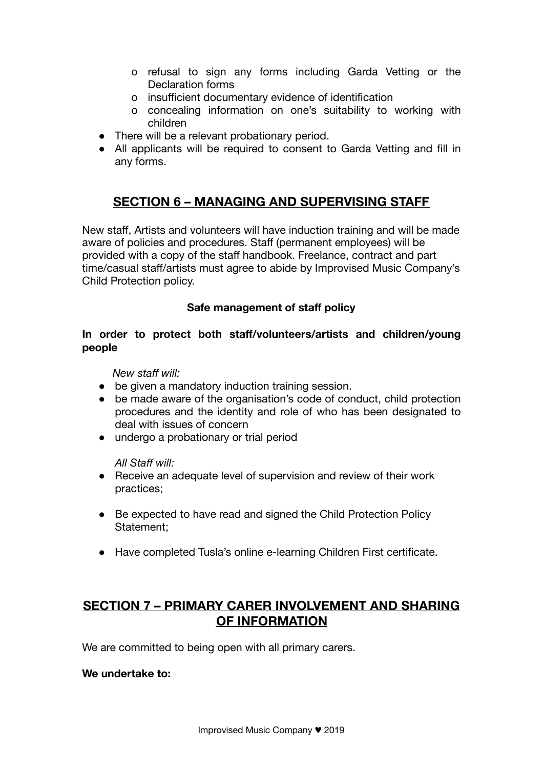- o refusal to sign any forms including Garda Vetting or the Declaration forms
  - o insufficient documentary evidence of identification
  - o concealing information on one's suitability to working with children
- There will be a relevant probationary period.
- All applicants will be required to consent to Garda Vetting and fill in any forms.

## SECTION 6 – MANAGING AND SUPERVISING STAFF

New staff, Artists and volunteers will have induction training and will be made aware of policies and procedures. Staff (permanent employees) will be provided with a copy of the staff handbook. Freelance, contract and part time/casual staff/artists must agree to abide by Improvised Music Company's Child Protection policy.

**Safe management of staff policy**

**In order to protect both staff/volunteers/artists and children/young people**

*New staff will:*

- be given a mandatory induction training session.
- be made aware of the organisation's code of conduct, child protection procedures and the identity and role of who has been designated to deal with issues of concern
- undergo a probationary or trial period

*All Staff will:*

- Receive an adequate level of supervision and review of their work practices;
- Be expected to have read and signed the Child Protection Policy Statement;
- Have completed Tusla's online e-learning Children First certificate.

## SECTION 7 – PRIMARY CARER INVOLVEMENT AND SHARING OF INFORMATION

We are committed to being open with all primary carers.

**We undertake to:**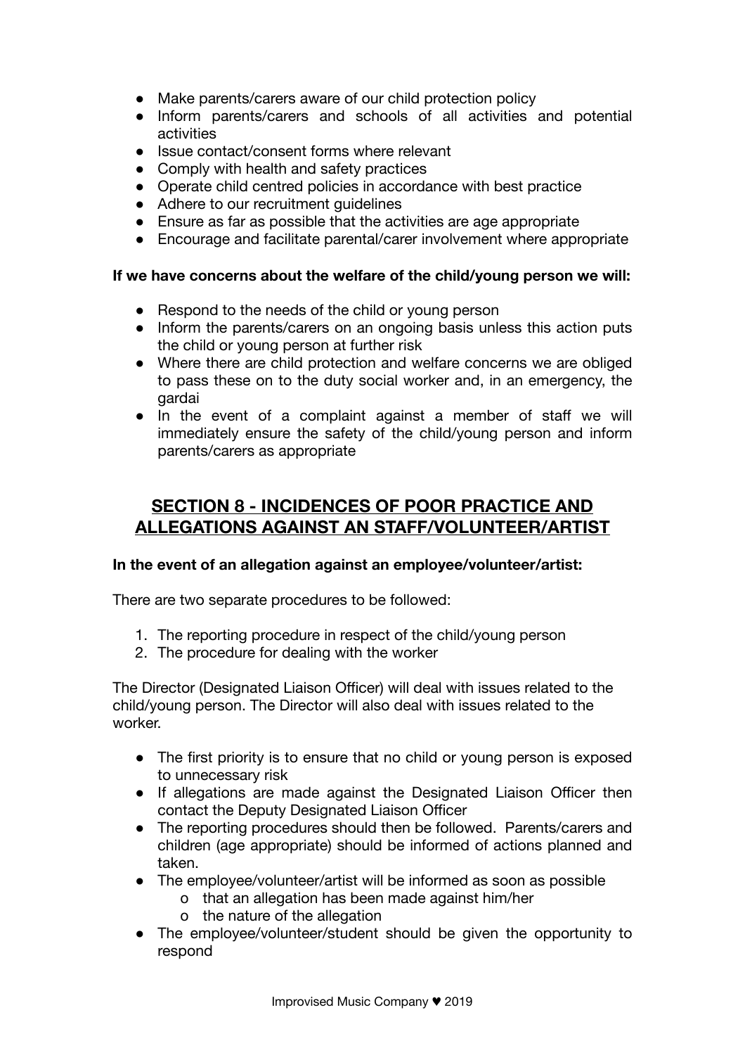- Make parents/carers aware of our child protection policy
- Inform parents/carers and schools of all activities and potential activities
- Issue contact/consent forms where relevant
- Comply with health and safety practices
- Operate child centred policies in accordance with best practice
- Adhere to our recruitment guidelines
- Ensure as far as possible that the activities are age appropriate
- Encourage and facilitate parental/carer involvement where appropriate

**If we have concerns about the welfare of the child/young person we will:**

- Respond to the needs of the child or young person
- Inform the parents/carers on an ongoing basis unless this action puts the child or young person at further risk
- Where there are child protection and welfare concerns we are obliged to pass these on to the duty social worker and, in an emergency, the gardai
- In the event of a complaint against a member of staff we will immediately ensure the safety of the child/young person and inform parents/carers as appropriate

## SECTION 8 - INCIDENCES OF POOR PRACTICE AND ALLEGATIONS AGAINST AN STAFF/VOLUNTEER/ARTIST

**In the event of an allegation against an employee/volunteer/artist:**

There are two separate procedures to be followed:

1. The reporting procedure in respect of the child/young person
2. The procedure for dealing with the worker

The Director (Designated Liaison Officer) will deal with issues related to the child/young person. The Director will also deal with issues related to the worker.

- The first priority is to ensure that no child or young person is exposed to unnecessary risk
- If allegations are made against the Designated Liaison Officer then contact the Deputy Designated Liaison Officer
- The reporting procedures should then be followed. Parents/carers and children (age appropriate) should be informed of actions planned and taken.
- The employee/volunteer/artist will be informed as soon as possible
    - that an allegation has been made against him/her
    - the nature of the allegation
- The employee/volunteer/student should be given the opportunity to respond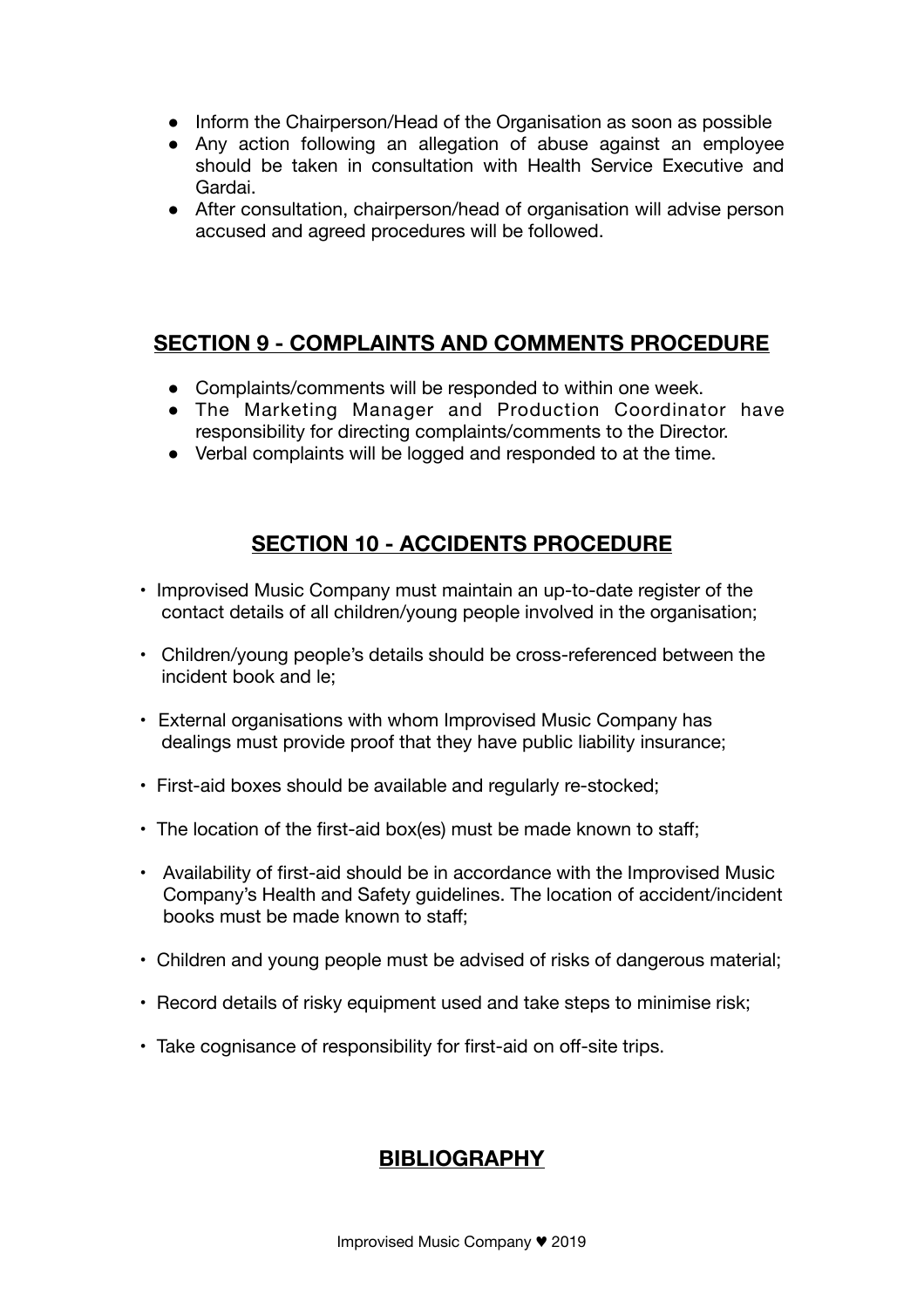- Inform the Chairperson/Head of the Organisation as soon as possible
- Any action following an allegation of abuse against an employee should be taken in consultation with Health Service Executive and Gardai.
- After consultation, chairperson/head of organisation will advise person accused and agreed procedures will be followed.

## SECTION 9 - COMPLAINTS AND COMMENTS PROCEDURE

- Complaints/comments will be responded to within one week.
- The Marketing Manager and Production Coordinator have responsibility for directing complaints/comments to the Director.
- Verbal complaints will be logged and responded to at the time.

## SECTION 10 - ACCIDENTS PROCEDURE

- Improvised Music Company must maintain an up-to-date register of the contact details of all children/young people involved in the organisation;
- Children/young people's details should be cross-referenced between the incident book and le;
- External organisations with whom Improvised Music Company has dealings must provide proof that they have public liability insurance;
- First-aid boxes should be available and regularly re-stocked;
- The location of the first-aid box(es) must be made known to staff;
- Availability of first-aid should be in accordance with the Improvised Music Company's Health and Safety guidelines. The location of accident/incident books must be made known to staff;
- Children and young people must be advised of risks of dangerous material;
- Record details of risky equipment used and take steps to minimise risk;
- Take cognisance of responsibility for first-aid on off-site trips.

## BIBLIOGRAPHY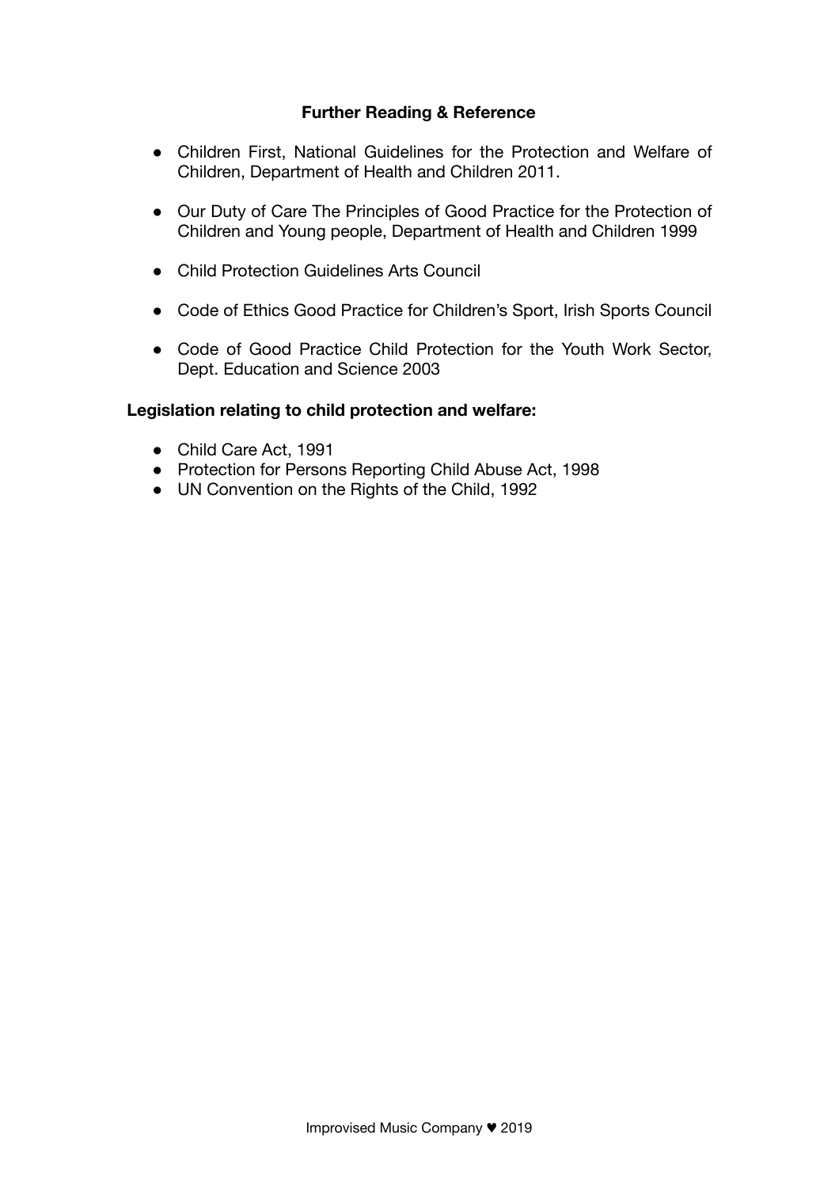**Further Reading & Reference**

- Children First, National Guidelines for the Protection and Welfare of Children, Department of Health and Children 2011.
- Our Duty of Care The Principles of Good Practice for the Protection of Children and Young people, Department of Health and Children 1999
- Child Protection Guidelines Arts Council
- Code of Ethics Good Practice for Children's Sport, Irish Sports Council
- Code of Good Practice Child Protection for the Youth Work Sector, Dept. Education and Science 2003

**Legislation relating to child protection and welfare:**

- Child Care Act, 1991
- Protection for Persons Reporting Child Abuse Act, 1998
- UN Convention on the Rights of the Child, 1992